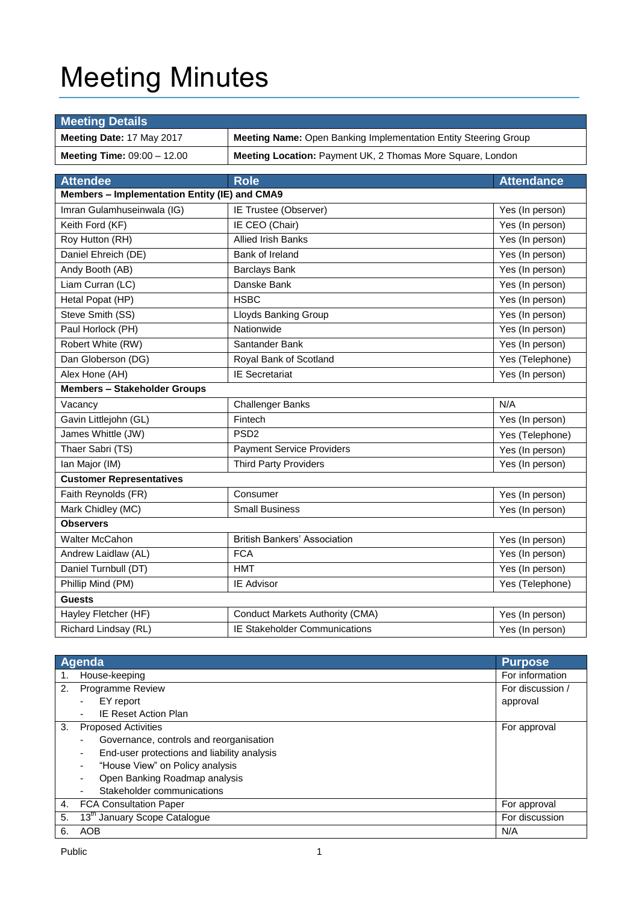# Meeting Minutes

| Meeting Details | |
|---|---|
| **Meeting Date:** 17 May 2017 | **Meeting Name:** Open Banking Implementation Entity Steering Group |
| **Meeting Time:** 09:00 – 12.00 | **Meeting Location:** Payment UK, 2 Thomas More Square, London |

| Attendee | Role | Attendance |
|---|---|---|
| **Members – Implementation Entity (IE) and CMA9** | | |
| Imran Gulamhuseinwala (IG) | IE Trustee (Observer) | Yes (In person) |
| Keith Ford (KF) | IE CEO (Chair) | Yes (In person) |
| Roy Hutton (RH) | Allied Irish Banks | Yes (In person) |
| Daniel Ehreich (DE) | Bank of Ireland | Yes (In person) |
| Andy Booth (AB) | Barclays Bank | Yes (In person) |
| Liam Curran (LC) | Danske Bank | Yes (In person) |
| Hetal Popat (HP) | HSBC | Yes (In person) |
| Steve Smith (SS) | Lloyds Banking Group | Yes (In person) |
| Paul Horlock (PH) | Nationwide | Yes (In person) |
| Robert White (RW) | Santander Bank | Yes (In person) |
| Dan Globerson (DG) | Royal Bank of Scotland | Yes (Telephone) |
| Alex Hone (AH) | IE Secretariat | Yes (In person) |
| **Members – Stakeholder Groups** | | |
| Vacancy | Challenger Banks | N/A |
| Gavin Littlejohn (GL) | Fintech | Yes (In person) |
| James Whittle (JW) | PSD2 | Yes (Telephone) |
| Thaer Sabri (TS) | Payment Service Providers | Yes (In person) |
| Ian Major (IM) | Third Party Providers | Yes (In person) |
| **Customer Representatives** | | |
| Faith Reynolds (FR) | Consumer | Yes (In person) |
| Mark Chidley (MC) | Small Business | Yes (In person) |
| **Observers** | | |
| Walter McCahon | British Bankers' Association | Yes (In person) |
| Andrew Laidlaw (AL) | FCA | Yes (In person) |
| Daniel Turnbull (DT) | HMT | Yes (In person) |
| Phillip Mind (PM) | IE Advisor | Yes (Telephone) |
| **Guests** | | |
| Hayley Fletcher (HF) | Conduct Markets Authority (CMA) | Yes (In person) |
| Richard Lindsay (RL) | IE Stakeholder Communications | Yes (In person) |

| Agenda | Purpose |
|---|---|
| 1. House-keeping | For information |
| 2. Programme Review<br>- EY report<br>- IE Reset Action Plan | For discussion / approval |
| 3. Proposed Activities<br>- Governance, controls and reorganisation<br>- End-user protections and liability analysis<br>- "House View" on Policy analysis<br>- Open Banking Roadmap analysis<br>- Stakeholder communications | For approval |
| 4. FCA Consultation Paper | For approval |
| 5. 13th January Scope Catalogue | For discussion |
| 6. AOB | N/A |

Public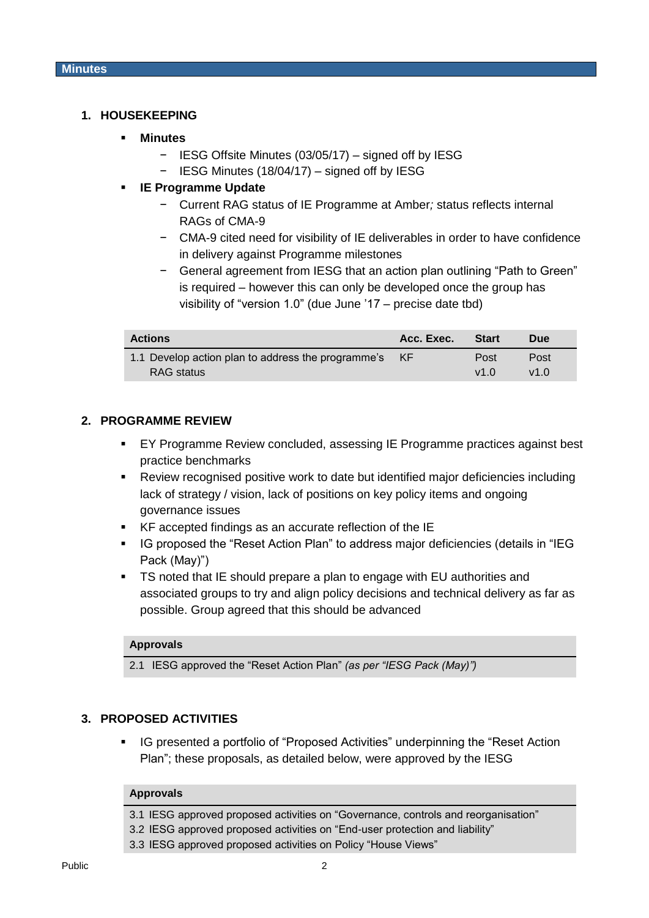## Minutes

### 1. HOUSEKEEPING

- **Minutes**
  - IESG Offsite Minutes (03/05/17) – signed off by IESG
  - IESG Minutes (18/04/17) – signed off by IESG
- **IE Programme Update**
  - Current RAG status of IE Programme at Amber*;* status reflects internal RAGs of CMA-9
  - CMA-9 cited need for visibility of IE deliverables in order to have confidence in delivery against Programme milestones
  - General agreement from IESG that an action plan outlining "Path to Green" is required – however this can only be developed once the group has visibility of "version 1.0" (due June '17 – precise date tbd)

| Actions | Acc. Exec. | Start | Due |
|---|---|---|---|
| 1.1 Develop action plan to address the programme's RAG status | KF | Post v1.0 | Post v1.0 |

### 2. PROGRAMME REVIEW

- EY Programme Review concluded, assessing IE Programme practices against best practice benchmarks
- Review recognised positive work to date but identified major deficiencies including lack of strategy / vision, lack of positions on key policy items and ongoing governance issues
- KF accepted findings as an accurate reflection of the IE
- IG proposed the "Reset Action Plan" to address major deficiencies (details in "IEG Pack (May)")
- TS noted that IE should prepare a plan to engage with EU authorities and associated groups to try and align policy decisions and technical delivery as far as possible. Group agreed that this should be advanced

| Approvals |
|---|
| 2.1 IESG approved the "Reset Action Plan" *(as per "IESG Pack (May)")* |

### 3. PROPOSED ACTIVITIES

- IG presented a portfolio of "Proposed Activities" underpinning the "Reset Action Plan"; these proposals, as detailed below, were approved by the IESG

| Approvals |
|---|
| 3.1 IESG approved proposed activities on "Governance, controls and reorganisation" |
| 3.2 IESG approved proposed activities on "End-user protection and liability" |
| 3.3 IESG approved proposed activities on Policy "House Views" |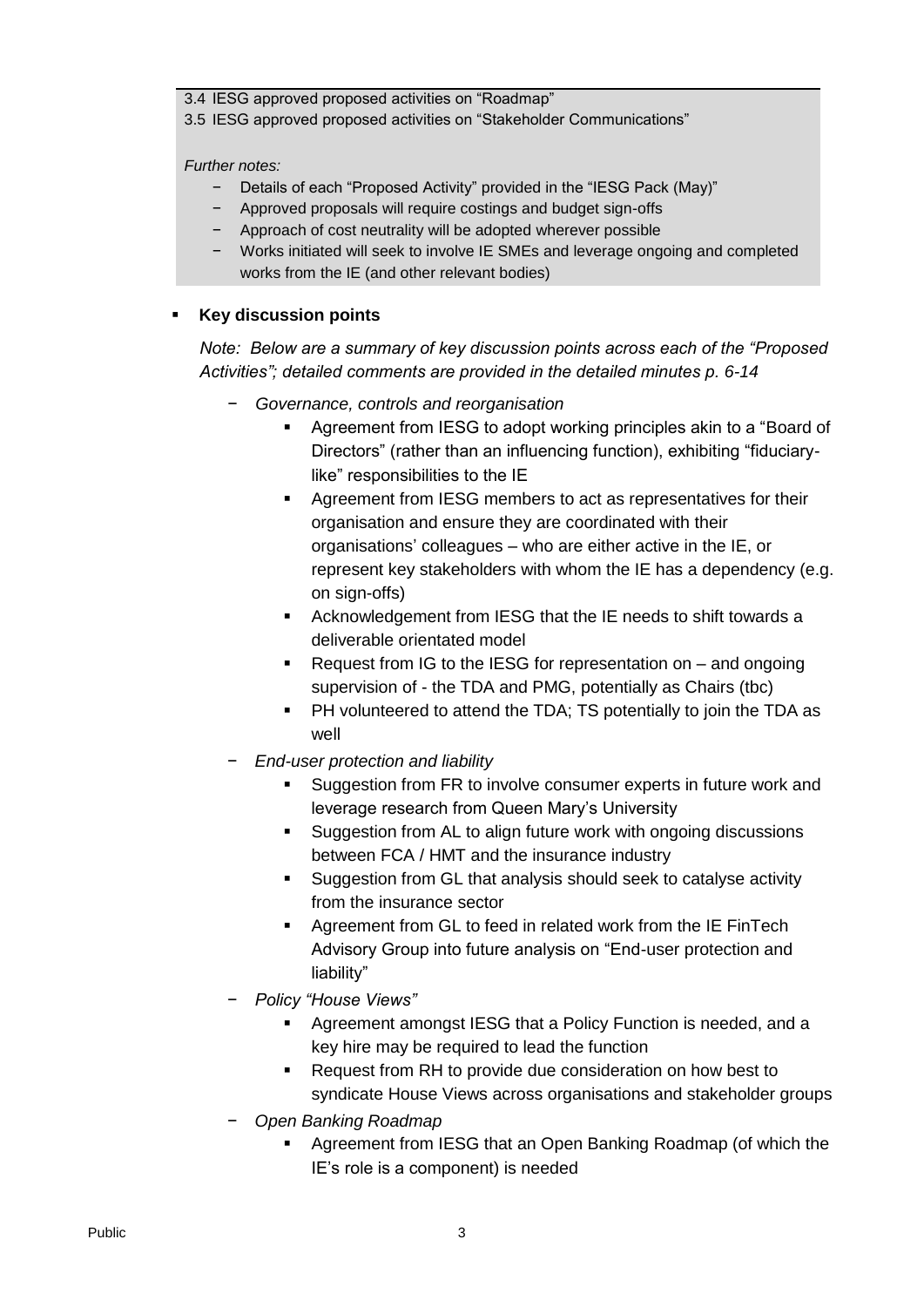3.4 IESG approved proposed activities on "Roadmap"

3.5 IESG approved proposed activities on "Stakeholder Communications"

*Further notes:*

- Details of each "Proposed Activity" provided in the "IESG Pack (May)"
- Approved proposals will require costings and budget sign-offs
- Approach of cost neutrality will be adopted wherever possible
- Works initiated will seek to involve IE SMEs and leverage ongoing and completed works from the IE (and other relevant bodies)

- **Key discussion points**

  *Note: Below are a summary of key discussion points across each of the "Proposed Activities"; detailed comments are provided in the detailed minutes p. 6-14*

  - *Governance, controls and reorganisation*
    - Agreement from IESG to adopt working principles akin to a "Board of Directors" (rather than an influencing function), exhibiting "fiduciary-like" responsibilities to the IE
    - Agreement from IESG members to act as representatives for their organisation and ensure they are coordinated with their organisations' colleagues – who are either active in the IE, or represent key stakeholders with whom the IE has a dependency (e.g. on sign-offs)
    - Acknowledgement from IESG that the IE needs to shift towards a deliverable orientated model
    - Request from IG to the IESG for representation on – and ongoing supervision of - the TDA and PMG, potentially as Chairs (tbc)
    - PH volunteered to attend the TDA; TS potentially to join the TDA as well
  - *End-user protection and liability*
    - Suggestion from FR to involve consumer experts in future work and leverage research from Queen Mary's University
    - Suggestion from AL to align future work with ongoing discussions between FCA / HMT and the insurance industry
    - Suggestion from GL that analysis should seek to catalyse activity from the insurance sector
    - Agreement from GL to feed in related work from the IE FinTech Advisory Group into future analysis on "End-user protection and liability"
  - *Policy "House Views"*
    - Agreement amongst IESG that a Policy Function is needed, and a key hire may be required to lead the function
    - Request from RH to provide due consideration on how best to syndicate House Views across organisations and stakeholder groups
  - *Open Banking Roadmap*
    - Agreement from IESG that an Open Banking Roadmap (of which the IE's role is a component) is needed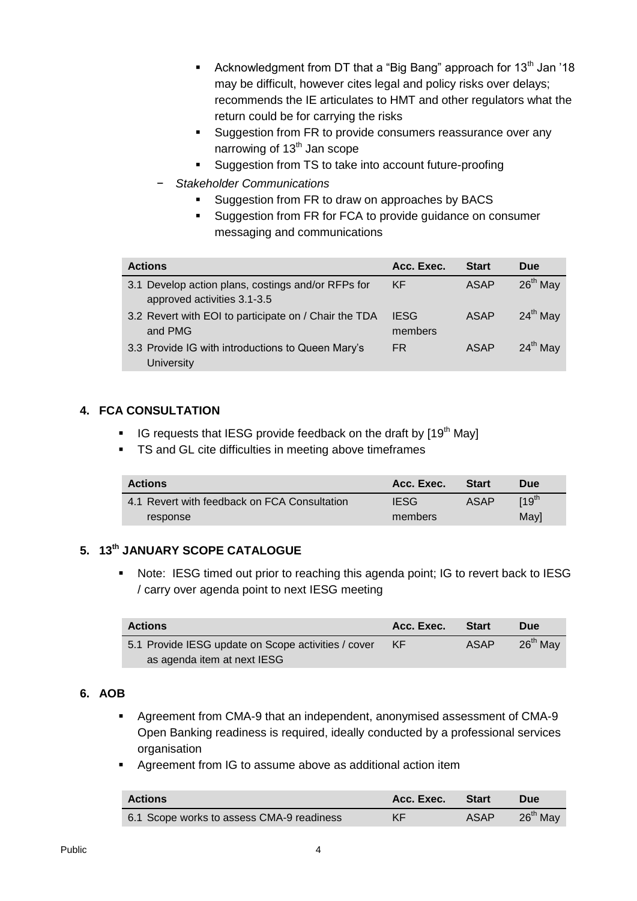- Acknowledgment from DT that a "Big Bang" approach for 13th Jan '18 may be difficult, however cites legal and policy risks over delays; recommends the IE articulates to HMT and other regulators what the return could be for carrying the risks
    - Suggestion from FR to provide consumers reassurance over any narrowing of 13th Jan scope
    - Suggestion from TS to take into account future-proofing
- *Stakeholder Communications*
    - Suggestion from FR to draw on approaches by BACS
    - Suggestion from FR for FCA to provide guidance on consumer messaging and communications

| Actions | Acc. Exec. | Start | Due |
|---|---|---|---|
| 3.1 Develop action plans, costings and/or RFPs for approved activities 3.1-3.5 | KF | ASAP | 26th May |
| 3.2 Revert with EOI to participate on / Chair the TDA and PMG | IESG members | ASAP | 24th May |
| 3.3 Provide IG with introductions to Queen Mary's University | FR | ASAP | 24th May |

## 4. FCA CONSULTATION

- IG requests that IESG provide feedback on the draft by [19th May]
- TS and GL cite difficulties in meeting above timeframes

| Actions | Acc. Exec. | Start | Due |
|---|---|---|---|
| 4.1 Revert with feedback on FCA Consultation response | IESG members | ASAP | [19th May] |

## 5. 13th JANUARY SCOPE CATALOGUE

- Note: IESG timed out prior to reaching this agenda point; IG to revert back to IESG / carry over agenda point to next IESG meeting

| Actions | Acc. Exec. | Start | Due |
|---|---|---|---|
| 5.1 Provide IESG update on Scope activities / cover as agenda item at next IESG | KF | ASAP | 26th May |

## 6. AOB

- Agreement from CMA-9 that an independent, anonymised assessment of CMA-9 Open Banking readiness is required, ideally conducted by a professional services organisation
- Agreement from IG to assume above as additional action item

| Actions | Acc. Exec. | Start | Due |
|---|---|---|---|
| 6.1 Scope works to assess CMA-9 readiness | KF | ASAP | 26th May |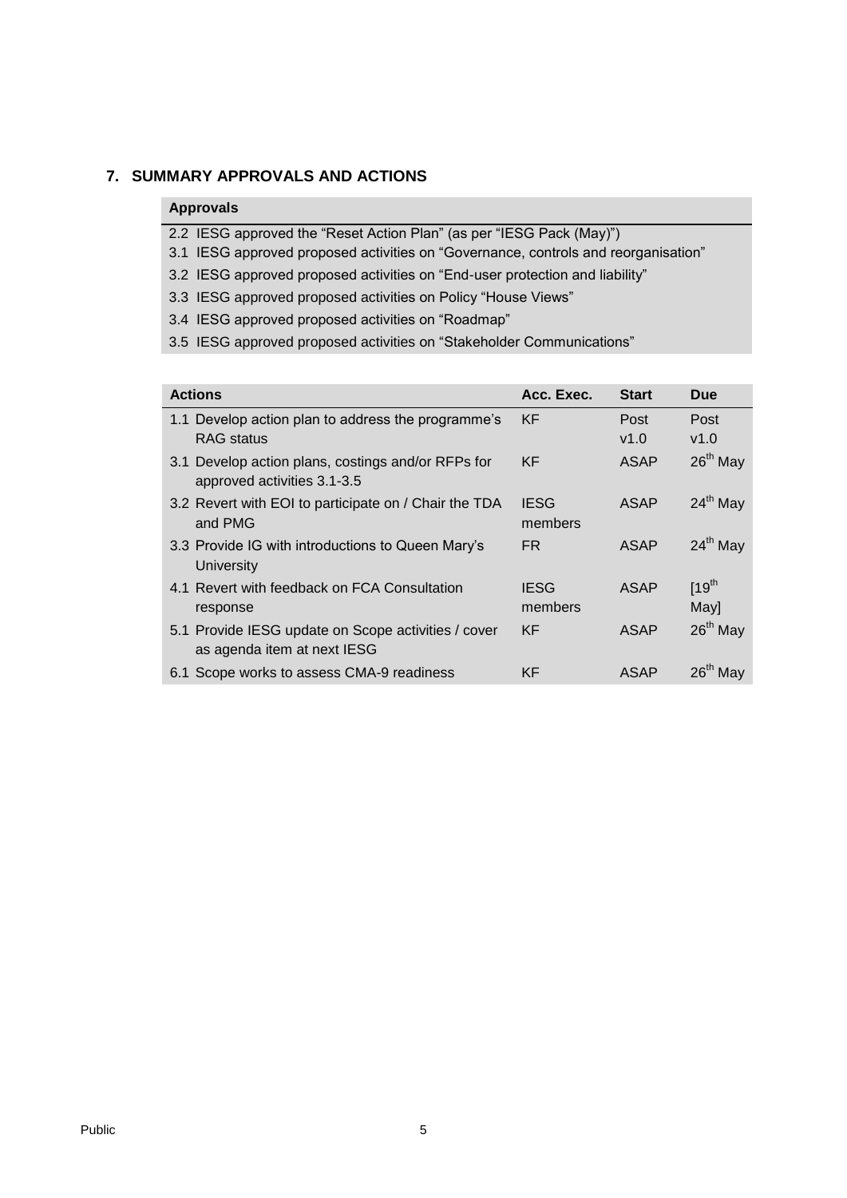## 7. SUMMARY APPROVALS AND ACTIONS

| Approvals |
| --- |
| 2.2 IESG approved the "Reset Action Plan" (as per "IESG Pack (May)") |
| 3.1 IESG approved proposed activities on "Governance, controls and reorganisation" |
| 3.2 IESG approved proposed activities on "End-user protection and liability" |
| 3.3 IESG approved proposed activities on Policy "House Views" |
| 3.4 IESG approved proposed activities on "Roadmap" |
| 3.5 IESG approved proposed activities on "Stakeholder Communications" |

| Actions | Acc. Exec. | Start | Due |
| --- | --- | --- | --- |
| 1.1 Develop action plan to address the programme's RAG status | KF | Post v1.0 | Post v1.0 |
| 3.1 Develop action plans, costings and/or RFPs for approved activities 3.1-3.5 | KF | ASAP | 26th May |
| 3.2 Revert with EOI to participate on / Chair the TDA and PMG | IESG members | ASAP | 24th May |
| 3.3 Provide IG with introductions to Queen Mary's University | FR | ASAP | 24th May |
| 4.1 Revert with feedback on FCA Consultation response | IESG members | ASAP | [19th May] |
| 5.1 Provide IESG update on Scope activities / cover as agenda item at next IESG | KF | ASAP | 26th May |
| 6.1 Scope works to assess CMA-9 readiness | KF | ASAP | 26th May |

Public